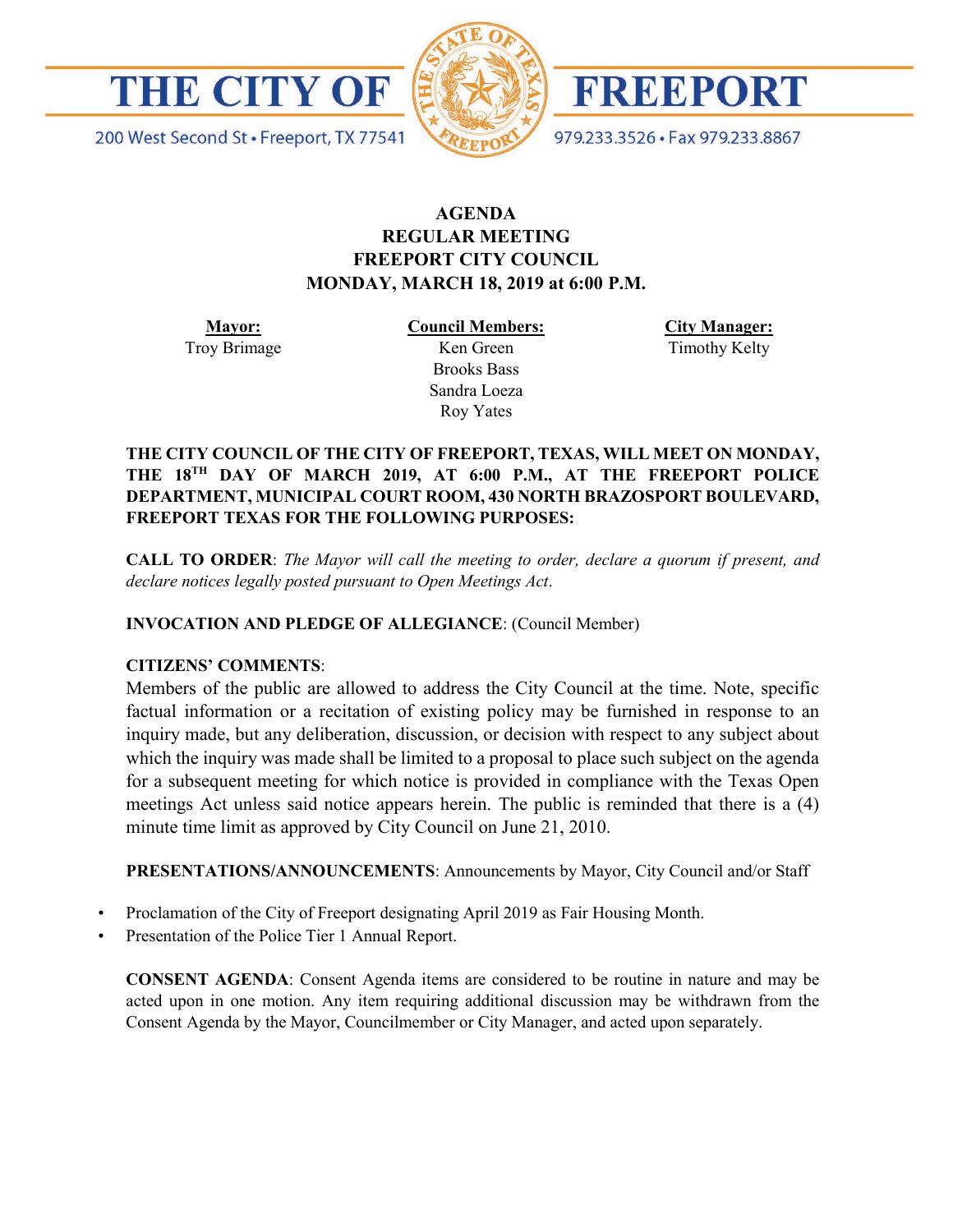# THE CITY OF FREEPORT

200 West Second St • Freeport, TX 77541 | 979.233.3526 • Fax 979.233.8867

## AGENDA
## REGULAR MEETING
## FREEPORT CITY COUNCIL
## MONDAY, MARCH 18, 2019 at 6:00 P.M.

| **Mayor:** | **Council Members:** | **City Manager:** |
|---|---|---|
| Troy Brimage | Ken Green | Timothy Kelty |
| | Brooks Bass | |
| | Sandra Loeza | |
| | Roy Yates | |

**THE CITY COUNCIL OF THE CITY OF FREEPORT, TEXAS, WILL MEET ON MONDAY, THE 18TH DAY OF MARCH 2019, AT 6:00 P.M., AT THE FREEPORT POLICE DEPARTMENT, MUNICIPAL COURT ROOM, 430 NORTH BRAZOSPORT BOULEVARD, FREEPORT TEXAS FOR THE FOLLOWING PURPOSES:**

**CALL TO ORDER**: *The Mayor will call the meeting to order, declare a quorum if present, and declare notices legally posted pursuant to Open Meetings Act*.

**INVOCATION AND PLEDGE OF ALLEGIANCE**: (Council Member)

**CITIZENS' COMMENTS**:

Members of the public are allowed to address the City Council at the time. Note, specific factual information or a recitation of existing policy may be furnished in response to an inquiry made, but any deliberation, discussion, or decision with respect to any subject about which the inquiry was made shall be limited to a proposal to place such subject on the agenda for a subsequent meeting for which notice is provided in compliance with the Texas Open meetings Act unless said notice appears herein. The public is reminded that there is a (4) minute time limit as approved by City Council on June 21, 2010.

**PRESENTATIONS/ANNOUNCEMENTS**: Announcements by Mayor, City Council and/or Staff

- Proclamation of the City of Freeport designating April 2019 as Fair Housing Month.
- Presentation of the Police Tier 1 Annual Report.

**CONSENT AGENDA**: Consent Agenda items are considered to be routine in nature and may be acted upon in one motion. Any item requiring additional discussion may be withdrawn from the Consent Agenda by the Mayor, Councilmember or City Manager, and acted upon separately.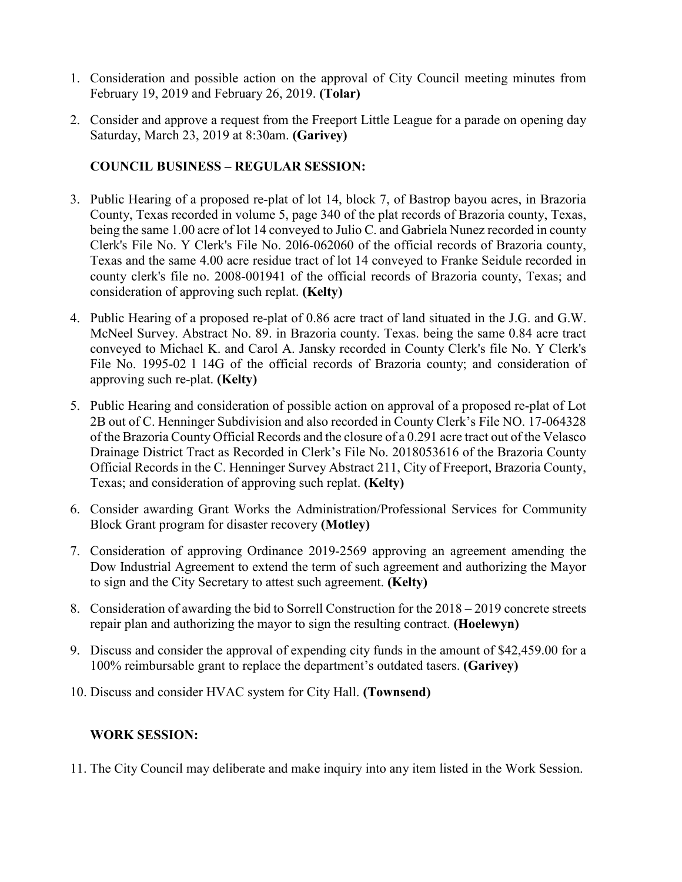1. Consideration and possible action on the approval of City Council meeting minutes from February 19, 2019 and February 26, 2019. **(Tolar)**

2. Consider and approve a request from the Freeport Little League for a parade on opening day Saturday, March 23, 2019 at 8:30am. **(Garivey)**

**COUNCIL BUSINESS – REGULAR SESSION:**

3. Public Hearing of a proposed re-plat of lot 14, block 7, of Bastrop bayou acres, in Brazoria County, Texas recorded in volume 5, page 340 of the plat records of Brazoria county, Texas, being the same 1.00 acre of lot 14 conveyed to Julio C. and Gabriela Nunez recorded in county Clerk's File No. Y Clerk's File No. 20l6-062060 of the official records of Brazoria county, Texas and the same 4.00 acre residue tract of lot 14 conveyed to Franke Seidule recorded in county clerk's file no. 2008-001941 of the official records of Brazoria county, Texas; and consideration of approving such replat. **(Kelty)**

4. Public Hearing of a proposed re-plat of 0.86 acre tract of land situated in the J.G. and G.W. McNeel Survey. Abstract No. 89. in Brazoria county. Texas. being the same 0.84 acre tract conveyed to Michael K. and Carol A. Jansky recorded in County Clerk's file No. Y Clerk's File No. 1995-02 l 14G of the official records of Brazoria county; and consideration of approving such re-plat. **(Kelty)**

5. Public Hearing and consideration of possible action on approval of a proposed re-plat of Lot 2B out of C. Henninger Subdivision and also recorded in County Clerk's File NO. 17-064328 of the Brazoria County Official Records and the closure of a 0.291 acre tract out of the Velasco Drainage District Tract as Recorded in Clerk's File No. 2018053616 of the Brazoria County Official Records in the C. Henninger Survey Abstract 211, City of Freeport, Brazoria County, Texas; and consideration of approving such replat. **(Kelty)**

6. Consider awarding Grant Works the Administration/Professional Services for Community Block Grant program for disaster recovery **(Motley)**

7. Consideration of approving Ordinance 2019-2569 approving an agreement amending the Dow Industrial Agreement to extend the term of such agreement and authorizing the Mayor to sign and the City Secretary to attest such agreement. **(Kelty)**

8. Consideration of awarding the bid to Sorrell Construction for the 2018 – 2019 concrete streets repair plan and authorizing the mayor to sign the resulting contract. **(Hoelewyn)**

9. Discuss and consider the approval of expending city funds in the amount of $42,459.00 for a 100% reimbursable grant to replace the department's outdated tasers. **(Garivey)**

10. Discuss and consider HVAC system for City Hall. **(Townsend)**

**WORK SESSION:**

11. The City Council may deliberate and make inquiry into any item listed in the Work Session.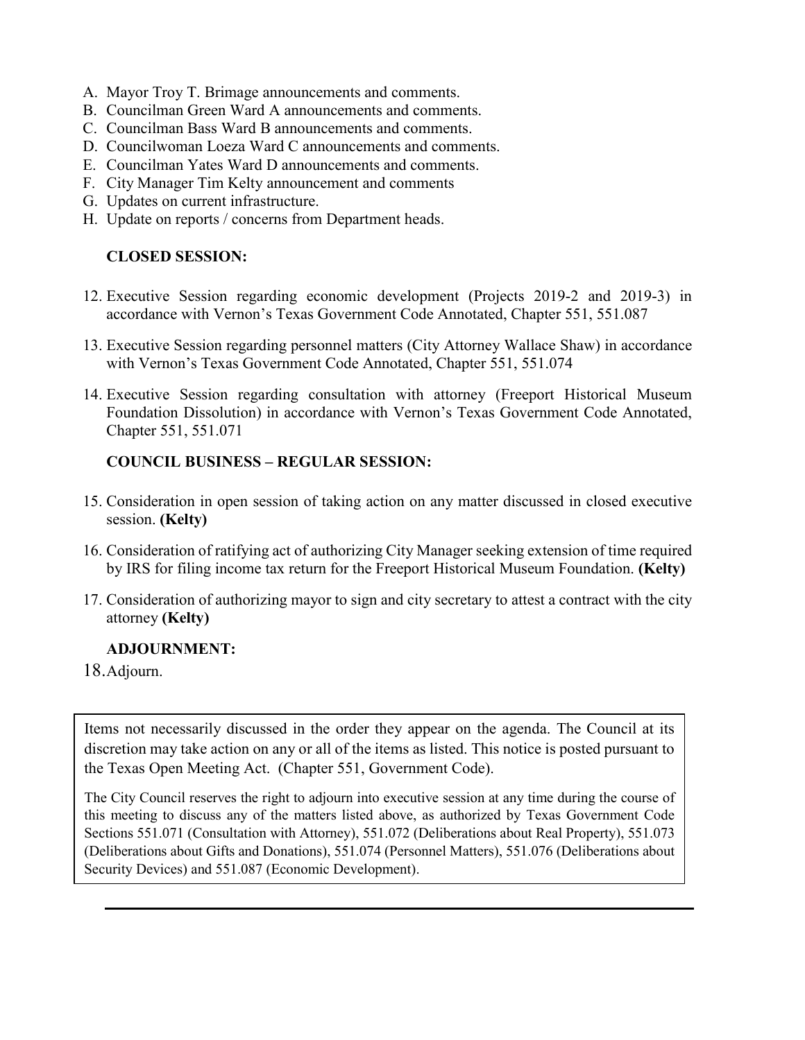A. Mayor Troy T. Brimage announcements and comments.
B. Councilman Green Ward A announcements and comments.
C. Councilman Bass Ward B announcements and comments.
D. Councilwoman Loeza Ward C announcements and comments.
E. Councilman Yates Ward D announcements and comments.
F. City Manager Tim Kelty announcement and comments
G. Updates on current infrastructure.
H. Update on reports / concerns from Department heads.

**CLOSED SESSION:**

12. Executive Session regarding economic development (Projects 2019-2 and 2019-3) in accordance with Vernon's Texas Government Code Annotated, Chapter 551, 551.087

13. Executive Session regarding personnel matters (City Attorney Wallace Shaw) in accordance with Vernon's Texas Government Code Annotated, Chapter 551, 551.074

14. Executive Session regarding consultation with attorney (Freeport Historical Museum Foundation Dissolution) in accordance with Vernon's Texas Government Code Annotated, Chapter 551, 551.071

**COUNCIL BUSINESS – REGULAR SESSION:**

15. Consideration in open session of taking action on any matter discussed in closed executive session. **(Kelty)**

16. Consideration of ratifying act of authorizing City Manager seeking extension of time required by IRS for filing income tax return for the Freeport Historical Museum Foundation. **(Kelty)**

17. Consideration of authorizing mayor to sign and city secretary to attest a contract with the city attorney **(Kelty)**

**ADJOURNMENT:**

18. Adjourn.

Items not necessarily discussed in the order they appear on the agenda. The Council at its discretion may take action on any or all of the items as listed. This notice is posted pursuant to the Texas Open Meeting Act. (Chapter 551, Government Code).

The City Council reserves the right to adjourn into executive session at any time during the course of this meeting to discuss any of the matters listed above, as authorized by Texas Government Code Sections 551.071 (Consultation with Attorney), 551.072 (Deliberations about Real Property), 551.073 (Deliberations about Gifts and Donations), 551.074 (Personnel Matters), 551.076 (Deliberations about Security Devices) and 551.087 (Economic Development).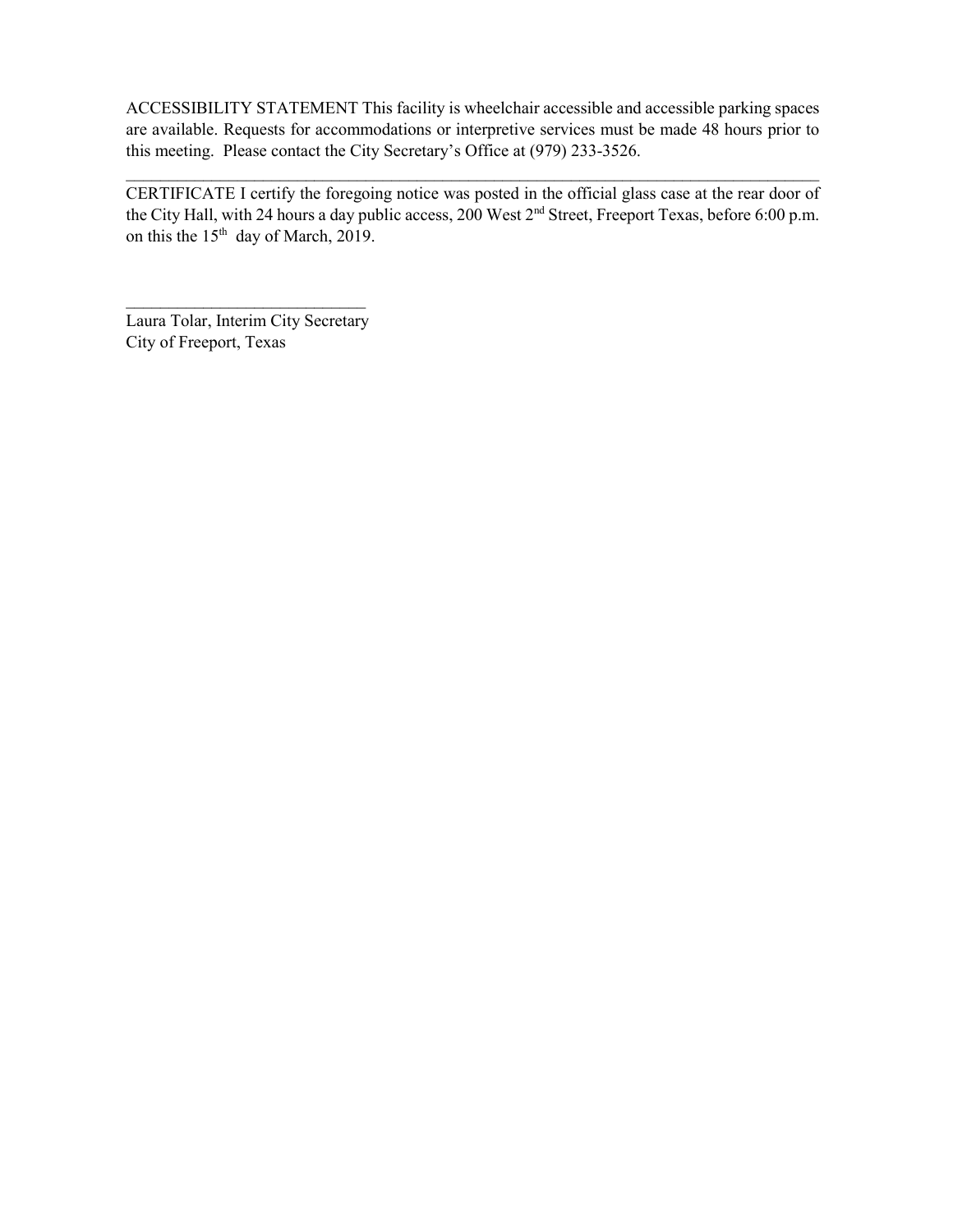ACCESSIBILITY STATEMENT This facility is wheelchair accessible and accessible parking spaces are available. Requests for accommodations or interpretive services must be made 48 hours prior to this meeting. Please contact the City Secretary's Office at (979) 233-3526.

---

CERTIFICATE I certify the foregoing notice was posted in the official glass case at the rear door of the City Hall, with 24 hours a day public access, 200 West 2nd Street, Freeport Texas, before 6:00 p.m. on this the 15th day of March, 2019.

\_\_\_\_\_\_\_\_\_\_\_\_\_\_\_\_\_\_\_\_\_\_\_\_\_\_\_\_

Laura Tolar, Interim City Secretary
City of Freeport, Texas